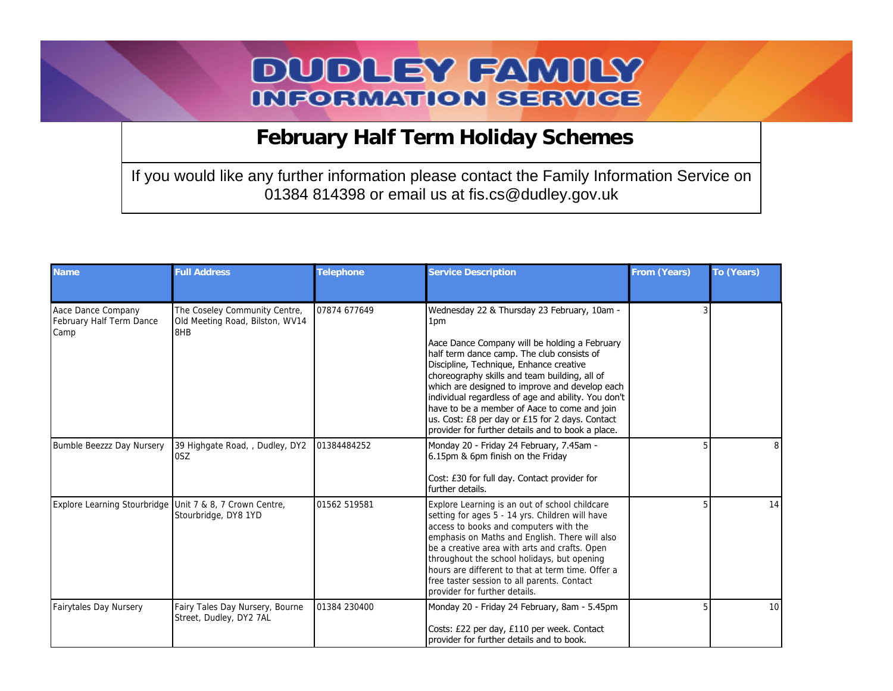# DUDLEY FAMILY INFORMATION SERVICE

## February Half Term Holiday Schemes

If you would like any further information please contact the Family Information Service on 01384 814398 or email us at fis.cs@dudley.gov.uk

| Name | Full Address | Telephone | Service Description | From (Years) | To (Years) |
|---|---|---|---|---|---|
| Aace Dance Company February Half Term Dance Camp | The Coseley Community Centre, Old Meeting Road, Bilston, WV14 8HB | 07874 677649 | Wednesday 22 & Thursday 23 February, 10am - 1pm<br><br>Aace Dance Company will be holding a February half term dance camp. The club consists of Discipline, Technique, Enhance creative choreography skills and team building, all of which are designed to improve and develop each individual regardless of age and ability. You don't have to be a member of Aace to come and join us. Cost: £8 per day or £15 for 2 days. Contact provider for further details and to book a place. | 3 | |
| Bumble Beezzz Day Nursery | 39 Highgate Road, , Dudley, DY2 0SZ | 01384484252 | Monday 20 - Friday 24 February, 7.45am - 6.15pm & 6pm finish on the Friday<br><br>Cost: £30 for full day. Contact provider for further details. | 5 | 8 |
| Explore Learning Stourbridge | Unit 7 & 8, 7 Crown Centre, Stourbridge, DY8 1YD | 01562 519581 | Explore Learning is an out of school childcare setting for ages 5 - 14 yrs. Children will have access to books and computers with the emphasis on Maths and English. There will also be a creative area with arts and crafts. Open throughout the school holidays, but opening hours are different to that at term time. Offer a free taster session to all parents. Contact provider for further details. | 5 | 14 |
| Fairytales Day Nursery | Fairy Tales Day Nursery, Bourne Street, Dudley, DY2 7AL | 01384 230400 | Monday 20 - Friday 24 February, 8am - 5.45pm<br><br>Costs: £22 per day, £110 per week. Contact provider for further details and to book. | 5 | 10 |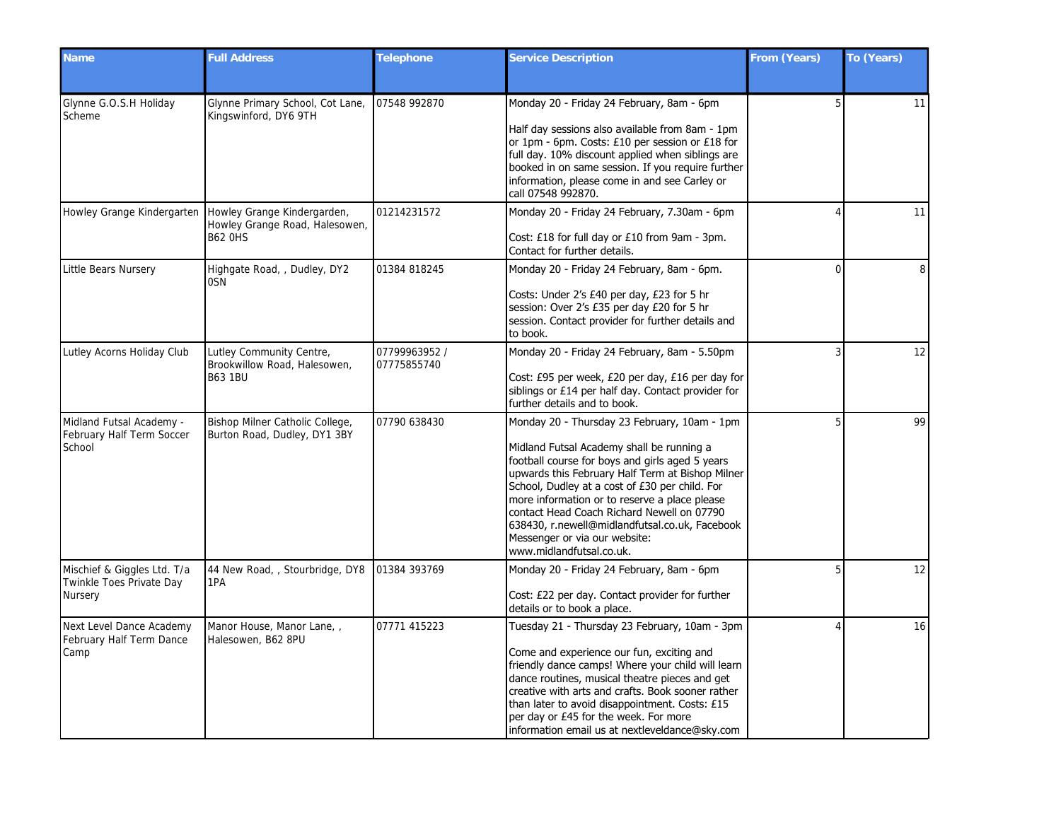| Name | Full Address | Telephone | Service Description | From (Years) | To (Years) |
|---|---|---|---|---|---|
| Glynne G.O.S.H Holiday Scheme | Glynne Primary School, Cot Lane, Kingswinford, DY6 9TH | 07548 992870 | Monday 20 - Friday 24 February, 8am - 6pm<br><br>Half day sessions also available from 8am - 1pm or 1pm - 6pm. Costs: £10 per session or £18 for full day. 10% discount applied when siblings are booked in on same session. If you require further information, please come in and see Carley or call 07548 992870. | 5 | 11 |
| Howley Grange Kindergarten | Howley Grange Kindergarden, Howley Grange Road, Halesowen, B62 0HS | 01214231572 | Monday 20 - Friday 24 February, 7.30am - 6pm<br><br>Cost: £18 for full day or £10 from 9am - 3pm. Contact for further details. | 4 | 11 |
| Little Bears Nursery | Highgate Road, , Dudley, DY2 0SN | 01384 818245 | Monday 20 - Friday 24 February, 8am - 6pm.<br><br>Costs: Under 2's £40 per day, £23 for 5 hr session: Over 2's £35 per day £20 for 5 hr session. Contact provider for further details and to book. | 0 | 8 |
| Lutley Acorns Holiday Club | Lutley Community Centre, Brookwillow Road, Halesowen, B63 1BU | 07799963952 / 07775855740 | Monday 20 - Friday 24 February, 8am - 5.50pm<br><br>Cost: £95 per week, £20 per day, £16 per day for siblings or £14 per half day. Contact provider for further details and to book. | 3 | 12 |
| Midland Futsal Academy - February Half Term Soccer School | Bishop Milner Catholic College, Burton Road, Dudley, DY1 3BY | 07790 638430 | Monday 20 - Thursday 23 February, 10am - 1pm<br><br>Midland Futsal Academy shall be running a football course for boys and girls aged 5 years upwards this February Half Term at Bishop Milner School, Dudley at a cost of £30 per child. For more information or to reserve a place please contact Head Coach Richard Newell on 07790 638430, r.newell@midlandfutsal.co.uk, Facebook Messenger or via our website: www.midlandfutsal.co.uk. | 5 | 99 |
| Mischief & Giggles Ltd. T/a Twinkle Toes Private Day Nursery | 44 New Road, , Stourbridge, DY8 1PA | 01384 393769 | Monday 20 - Friday 24 February, 8am - 6pm<br><br>Cost: £22 per day. Contact provider for further details or to book a place. | 5 | 12 |
| Next Level Dance Academy February Half Term Dance Camp | Manor House, Manor Lane, , Halesowen, B62 8PU | 07771 415223 | Tuesday 21 - Thursday 23 February, 10am - 3pm<br><br>Come and experience our fun, exciting and friendly dance camps! Where your child will learn dance routines, musical theatre pieces and get creative with arts and crafts. Book sooner rather than later to avoid disappointment. Costs: £15 per day or £45 for the week. For more information email us at nextleveldance@sky.com | 4 | 16 |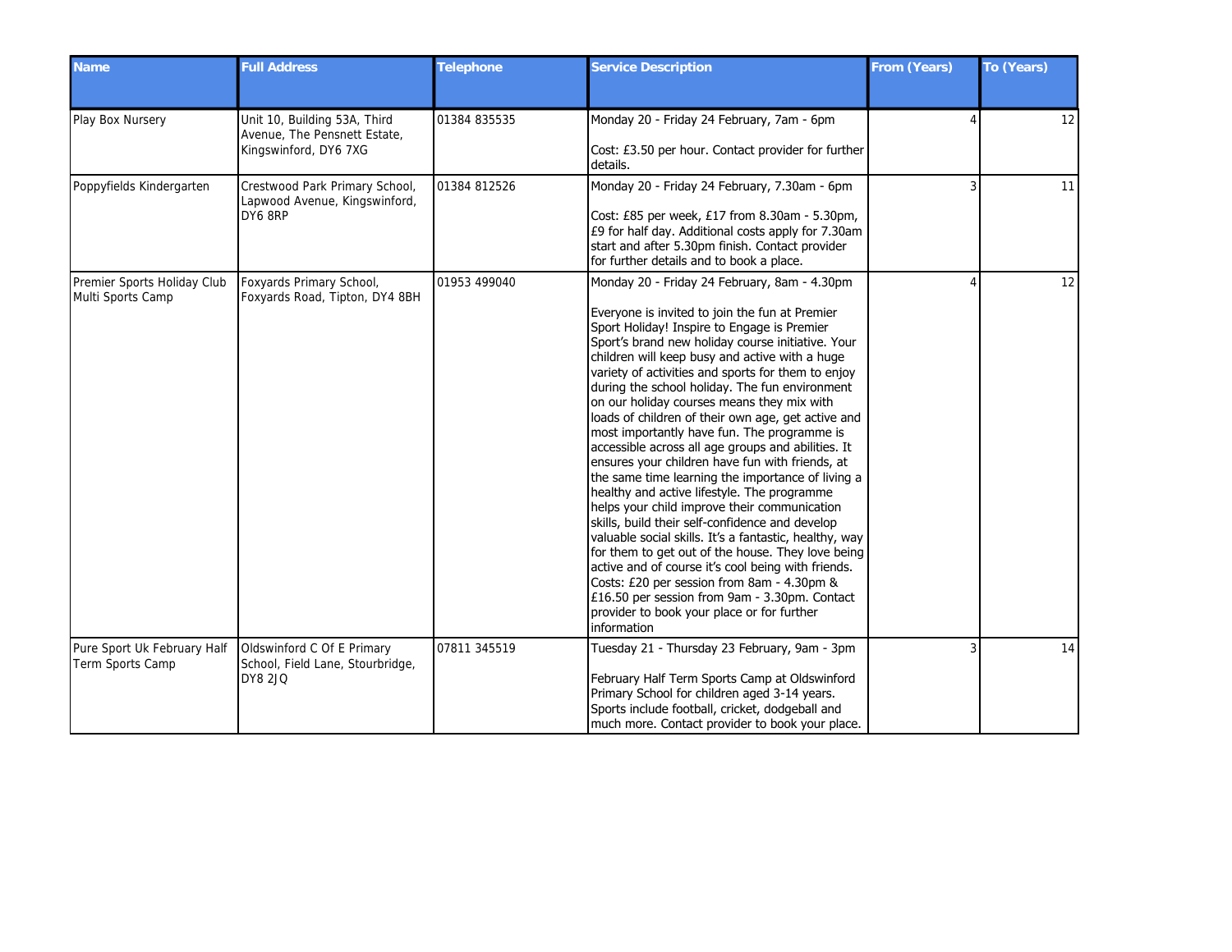| Name | Full Address | Telephone | Service Description | From (Years) | To (Years) |
|---|---|---|---|---|---|
| Play Box Nursery | Unit 10, Building 53A, Third Avenue, The Pensnett Estate, Kingswinford, DY6 7XG | 01384 835535 | Monday 20 - Friday 24 February, 7am - 6pm<br><br>Cost: £3.50 per hour. Contact provider for further details. | 4 | 12 |
| Poppyfields Kindergarten | Crestwood Park Primary School, Lapwood Avenue, Kingswinford, DY6 8RP | 01384 812526 | Monday 20 - Friday 24 February, 7.30am - 6pm<br><br>Cost: £85 per week, £17 from 8.30am - 5.30pm, £9 for half day. Additional costs apply for 7.30am start and after 5.30pm finish. Contact provider for further details and to book a place. | 3 | 11 |
| Premier Sports Holiday Club Multi Sports Camp | Foxyards Primary School, Foxyards Road, Tipton, DY4 8BH | 01953 499040 | Monday 20 - Friday 24 February, 8am - 4.30pm<br><br>Everyone is invited to join the fun at Premier Sport Holiday! Inspire to Engage is Premier Sport's brand new holiday course initiative. Your children will keep busy and active with a huge variety of activities and sports for them to enjoy during the school holiday. The fun environment on our holiday courses means they mix with loads of children of their own age, get active and most importantly have fun. The programme is accessible across all age groups and abilities. It ensures your children have fun with friends, at the same time learning the importance of living a healthy and active lifestyle. The programme helps your child improve their communication skills, build their self-confidence and develop valuable social skills. It's a fantastic, healthy, way for them to get out of the house. They love being active and of course it's cool being with friends. Costs: £20 per session from 8am - 4.30pm & £16.50 per session from 9am - 3.30pm. Contact provider to book your place or for further information | 4 | 12 |
| Pure Sport Uk February Half Term Sports Camp | Oldswinford C Of E Primary School, Field Lane, Stourbridge, DY8 2JQ | 07811 345519 | Tuesday 21 - Thursday 23 February, 9am - 3pm<br><br>February Half Term Sports Camp at Oldswinford Primary School for children aged 3-14 years. Sports include football, cricket, dodgeball and much more. Contact provider to book your place. | 3 | 14 |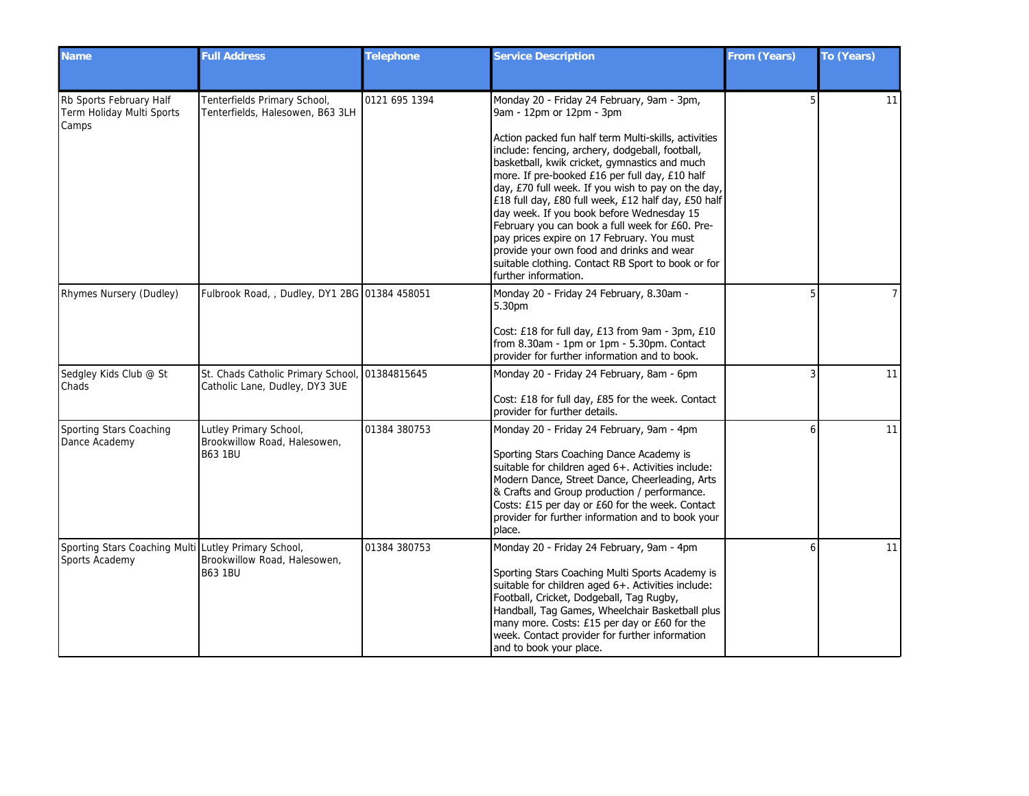| Name | Full Address | Telephone | Service Description | From (Years) | To (Years) |
|---|---|---|---|---|---|
| Rb Sports February Half Term Holiday Multi Sports Camps | Tenterfields Primary School, Tenterfields, Halesowen, B63 3LH | 0121 695 1394 | Monday 20 - Friday 24 February, 9am - 3pm, 9am - 12pm or 12pm - 3pm<br><br>Action packed fun half term Multi-skills, activities include: fencing, archery, dodgeball, football, basketball, kwik cricket, gymnastics and much more. If pre-booked £16 per full day, £10 half day, £70 full week. If you wish to pay on the day, £18 full day, £80 full week, £12 half day, £50 half day week. If you book before Wednesday 15 February you can book a full week for £60. Pre-pay prices expire on 17 February. You must provide your own food and drinks and wear suitable clothing. Contact RB Sport to book or for further information. | 5 | 11 |
| Rhymes Nursery (Dudley) | Fulbrook Road, , Dudley, DY1 2BG | 01384 458051 | Monday 20 - Friday 24 February, 8.30am - 5.30pm<br><br>Cost: £18 for full day, £13 from 9am - 3pm, £10 from 8.30am - 1pm or 1pm - 5.30pm. Contact provider for further information and to book. | 5 | 7 |
| Sedgley Kids Club @ St Chads | St. Chads Catholic Primary School, Catholic Lane, Dudley, DY3 3UE | 01384815645 | Monday 20 - Friday 24 February, 8am - 6pm<br><br>Cost: £18 for full day, £85 for the week. Contact provider for further details. | 3 | 11 |
| Sporting Stars Coaching Dance Academy | Lutley Primary School, Brookwillow Road, Halesowen, B63 1BU | 01384 380753 | Monday 20 - Friday 24 February, 9am - 4pm<br><br>Sporting Stars Coaching Dance Academy is suitable for children aged 6+. Activities include: Modern Dance, Street Dance, Cheerleading, Arts & Crafts and Group production / performance. Costs: £15 per day or £60 for the week. Contact provider for further information and to book your place. | 6 | 11 |
| Sporting Stars Coaching Multi Sports Academy | Lutley Primary School, Brookwillow Road, Halesowen, B63 1BU | 01384 380753 | Monday 20 - Friday 24 February, 9am - 4pm<br><br>Sporting Stars Coaching Multi Sports Academy is suitable for children aged 6+. Activities include: Football, Cricket, Dodgeball, Tag Rugby, Handball, Tag Games, Wheelchair Basketball plus many more. Costs: £15 per day or £60 for the week. Contact provider for further information and to book your place. | 6 | 11 |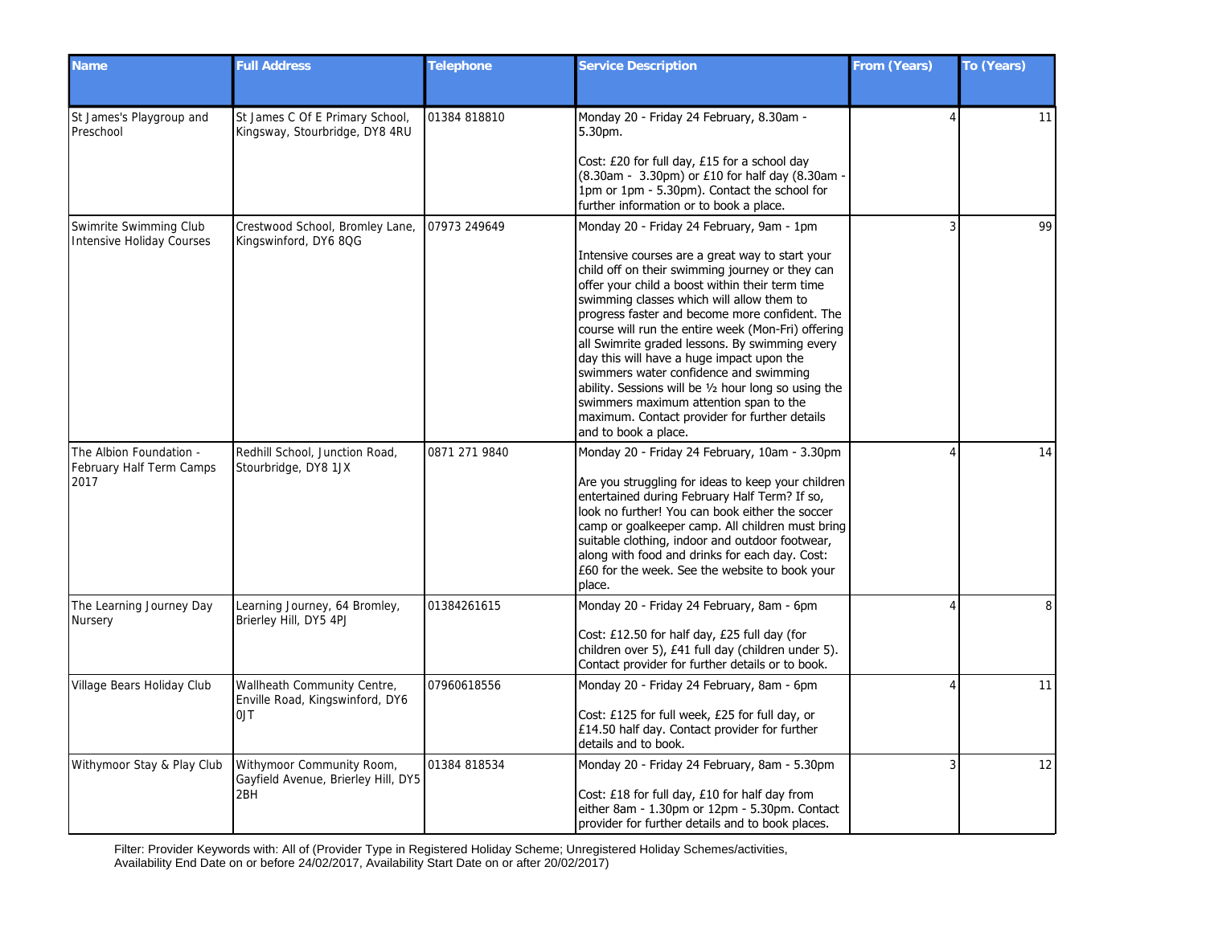| Name | Full Address | Telephone | Service Description | From (Years) | To (Years) |
| --- | --- | --- | --- | --- | --- |
| St James's Playgroup and Preschool | St James C Of E Primary School, Kingsway, Stourbridge, DY8 4RU | 01384 818810 | Monday 20 - Friday 24 February, 8.30am - 5.30pm.<br><br>Cost: £20 for full day, £15 for a school day (8.30am - 3.30pm) or £10 for half day (8.30am - 1pm or 1pm - 5.30pm). Contact the school for further information or to book a place. | 4 | 11 |
| Swimrite Swimming Club Intensive Holiday Courses | Crestwood School, Bromley Lane, Kingswinford, DY6 8QG | 07973 249649 | Monday 20 - Friday 24 February, 9am - 1pm<br><br>Intensive courses are a great way to start your child off on their swimming journey or they can offer your child a boost within their term time swimming classes which will allow them to progress faster and become more confident. The course will run the entire week (Mon-Fri) offering all Swimrite graded lessons. By swimming every day this will have a huge impact upon the swimmers water confidence and swimming ability. Sessions will be ½ hour long so using the swimmers maximum attention span to the maximum. Contact provider for further details and to book a place. | 3 | 99 |
| The Albion Foundation - February Half Term Camps 2017 | Redhill School, Junction Road, Stourbridge, DY8 1JX | 0871 271 9840 | Monday 20 - Friday 24 February, 10am - 3.30pm<br><br>Are you struggling for ideas to keep your children entertained during February Half Term? If so, look no further! You can book either the soccer camp or goalkeeper camp. All children must bring suitable clothing, indoor and outdoor footwear, along with food and drinks for each day. Cost: £60 for the week. See the website to book your place. | 4 | 14 |
| The Learning Journey Day Nursery | Learning Journey, 64 Bromley, Brierley Hill, DY5 4PJ | 01384261615 | Monday 20 - Friday 24 February, 8am - 6pm<br><br>Cost: £12.50 for half day, £25 full day (for children over 5), £41 full day (children under 5). Contact provider for further details or to book. | 4 | 8 |
| Village Bears Holiday Club | Wallheath Community Centre, Enville Road, Kingswinford, DY6 0JT | 07960618556 | Monday 20 - Friday 24 February, 8am - 6pm<br><br>Cost: £125 for full week, £25 for full day, or £14.50 half day. Contact provider for further details and to book. | 4 | 11 |
| Withymoor Stay & Play Club | Withymoor Community Room, Gayfield Avenue, Brierley Hill, DY5 2BH | 01384 818534 | Monday 20 - Friday 24 February, 8am - 5.30pm<br><br>Cost: £18 for full day, £10 for half day from either 8am - 1.30pm or 12pm - 5.30pm. Contact provider for further details and to book places. | 3 | 12 |

Filter: Provider Keywords with: All of (Provider Type in Registered Holiday Scheme; Unregistered Holiday Schemes/activities, Availability End Date on or before 24/02/2017, Availability Start Date on or after 20/02/2017)